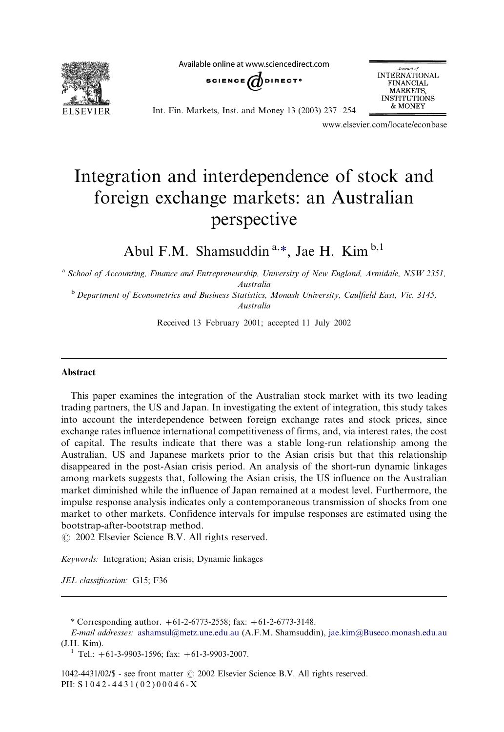# Integration and interdependence of stock and foreign exchange markets: an Australian perspective

Abul F.M. Shamsuddin [a,*], Jae H. Kim [b,1]

[a] *School of Accounting, Finance and Entrepreneurship, University of New England, Armidale, NSW 2351, Australia*

[b] *Department of Econometrics and Business Statistics, Monash University, Caulfield East, Vic. 3145, Australia*

Received 13 February 2001; accepted 11 July 2002

## Abstract

This paper examines the integration of the Australian stock market with its two leading trading partners, the US and Japan. In investigating the extent of integration, this study takes into account the interdependence between foreign exchange rates and stock prices, since exchange rates influence international competitiveness of firms, and, via interest rates, the cost of capital. The results indicate that there was a stable long-run relationship among the Australian, US and Japanese markets prior to the Asian crisis but that this relationship disappeared in the post-Asian crisis period. An analysis of the short-run dynamic linkages among markets suggests that, following the Asian crisis, the US influence on the Australian market diminished while the influence of Japan remained at a modest level. Furthermore, the impulse response analysis indicates only a contemporaneous transmission of shocks from one market to other markets. Confidence intervals for impulse responses are estimated using the bootstrap-after-bootstrap method.

© 2002 Elsevier Science B.V. All rights reserved.

*Keywords:* Integration; Asian crisis; Dynamic linkages

*JEL classification:* G15; F36

---

* Corresponding author. +61-2-6773-2558; fax: +61-2-6773-3148.

*E-mail addresses:* ashamsul@metz.une.edu.au (A.F.M. Shamsuddin), jae.kim@Buseco.monash.edu.au (J.H. Kim).

[1] Tel.: +61-3-9903-1596; fax: +61-3-9903-2007.

1042-4431/02/$ - see front matter © 2002 Elsevier Science B.V. All rights reserved.
PII: S1042-4431(02)00046-X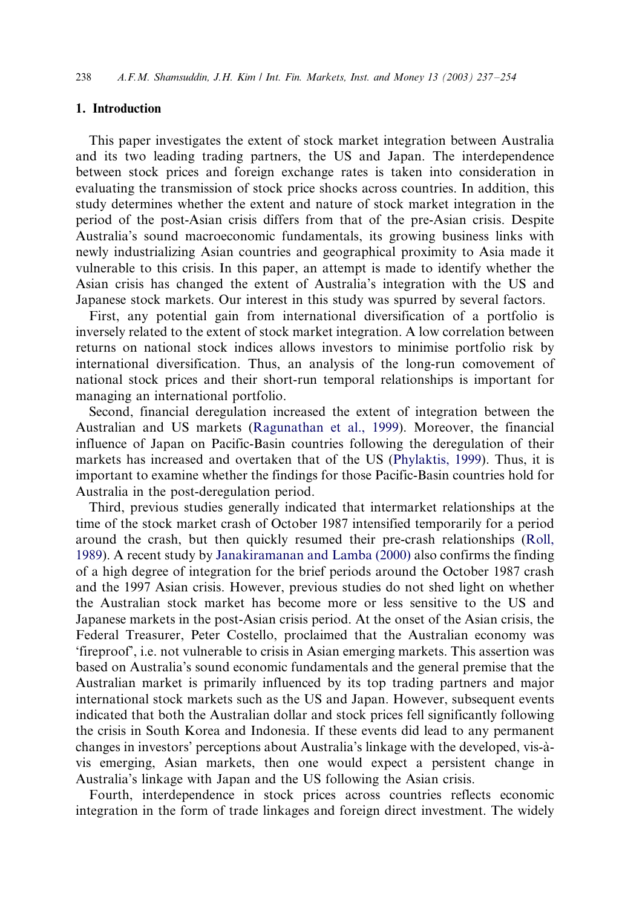## 1. Introduction

This paper investigates the extent of stock market integration between Australia and its two leading trading partners, the US and Japan. The interdependence between stock prices and foreign exchange rates is taken into consideration in evaluating the transmission of stock price shocks across countries. In addition, this study determines whether the extent and nature of stock market integration in the period of the post-Asian crisis differs from that of the pre-Asian crisis. Despite Australia's sound macroeconomic fundamentals, its growing business links with newly industrializing Asian countries and geographical proximity to Asia made it vulnerable to this crisis. In this paper, an attempt is made to identify whether the Asian crisis has changed the extent of Australia's integration with the US and Japanese stock markets. Our interest in this study was spurred by several factors.

First, any potential gain from international diversification of a portfolio is inversely related to the extent of stock market integration. A low correlation between returns on national stock indices allows investors to minimise portfolio risk by international diversification. Thus, an analysis of the long-run comovement of national stock prices and their short-run temporal relationships is important for managing an international portfolio.

Second, financial deregulation increased the extent of integration between the Australian and US markets (Ragunathan et al., 1999). Moreover, the financial influence of Japan on Pacific-Basin countries following the deregulation of their markets has increased and overtaken that of the US (Phylaktis, 1999). Thus, it is important to examine whether the findings for those Pacific-Basin countries hold for Australia in the post-deregulation period.

Third, previous studies generally indicated that intermarket relationships at the time of the stock market crash of October 1987 intensified temporarily for a period around the crash, but then quickly resumed their pre-crash relationships (Roll, 1989). A recent study by Janakiramanan and Lamba (2000) also confirms the finding of a high degree of integration for the brief periods around the October 1987 crash and the 1997 Asian crisis. However, previous studies do not shed light on whether the Australian stock market has become more or less sensitive to the US and Japanese markets in the post-Asian crisis period. At the onset of the Asian crisis, the Federal Treasurer, Peter Costello, proclaimed that the Australian economy was 'fireproof', i.e. not vulnerable to crisis in Asian emerging markets. This assertion was based on Australia's sound economic fundamentals and the general premise that the Australian market is primarily influenced by its top trading partners and major international stock markets such as the US and Japan. However, subsequent events indicated that both the Australian dollar and stock prices fell significantly following the crisis in South Korea and Indonesia. If these events did lead to any permanent changes in investors' perceptions about Australia's linkage with the developed, vis-à-vis emerging, Asian markets, then one would expect a persistent change in Australia's linkage with Japan and the US following the Asian crisis.

Fourth, interdependence in stock prices across countries reflects economic integration in the form of trade linkages and foreign direct investment. The widely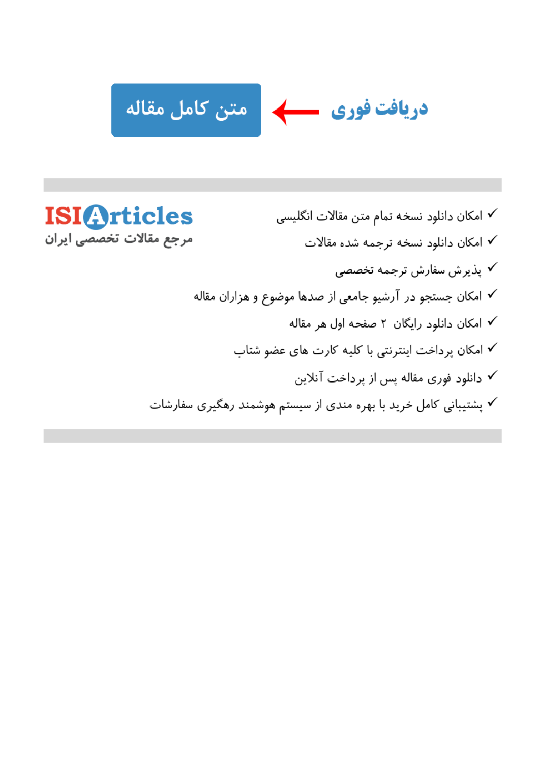دریافت فوری ← متن کامل مقاله

ISIArticles
مرجع مقالات تخصصی ایران

- ✓ امکان دانلود نسخه تمام متن مقالات انگلیسی
- ✓ امکان دانلود نسخه ترجمه شده مقالات
- ✓ پذیرش سفارش ترجمه تخصصی
- ✓ امکان جستجو در آرشیو جامعی از صدها موضوع و هزاران مقاله
- ✓ امکان دانلود رایگان ۲ صفحه اول هر مقاله
- ✓ امکان پرداخت اینترنتی با کلیه کارت های عضو شتاب
- ✓ دانلود فوری مقاله پس از پرداخت آنلاین
- ✓ پشتیبانی کامل خرید با بهره مندی از سیستم هوشمند رهگیری سفارشات